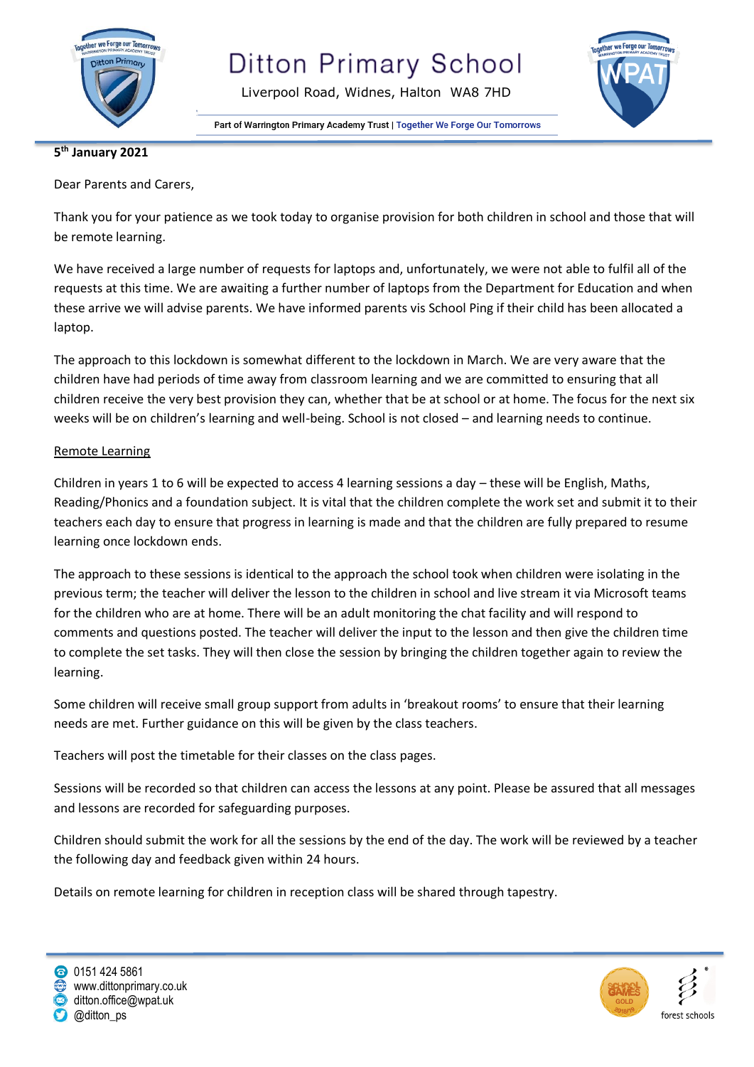# Ditton Primary School

Liverpool Road, Widnes, Halton WA8 7HD

Part of Warrington Primary Academy Trust | Together We Forge Our Tomorrows

**5th January 2021**

Dear Parents and Carers,

Thank you for your patience as we took today to organise provision for both children in school and those that will be remote learning.

We have received a large number of requests for laptops and, unfortunately, we were not able to fulfil all of the requests at this time. We are awaiting a further number of laptops from the Department for Education and when these arrive we will advise parents. We have informed parents vis School Ping if their child has been allocated a laptop.

The approach to this lockdown is somewhat different to the lockdown in March. We are very aware that the children have had periods of time away from classroom learning and we are committed to ensuring that all children receive the very best provision they can, whether that be at school or at home. The focus for the next six weeks will be on children's learning and well-being. School is not closed – and learning needs to continue.

<u>Remote Learning</u>

Children in years 1 to 6 will be expected to access 4 learning sessions a day – these will be English, Maths, Reading/Phonics and a foundation subject. It is vital that the children complete the work set and submit it to their teachers each day to ensure that progress in learning is made and that the children are fully prepared to resume learning once lockdown ends.

The approach to these sessions is identical to the approach the school took when children were isolating in the previous term; the teacher will deliver the lesson to the children in school and live stream it via Microsoft teams for the children who are at home. There will be an adult monitoring the chat facility and will respond to comments and questions posted. The teacher will deliver the input to the lesson and then give the children time to complete the set tasks. They will then close the session by bringing the children together again to review the learning.

Some children will receive small group support from adults in 'breakout rooms' to ensure that their learning needs are met. Further guidance on this will be given by the class teachers.

Teachers will post the timetable for their classes on the class pages.

Sessions will be recorded so that children can access the lessons at any point. Please be assured that all messages and lessons are recorded for safeguarding purposes.

Children should submit the work for all the sessions by the end of the day. The work will be reviewed by a teacher the following day and feedback given within 24 hours.

Details on remote learning for children in reception class will be shared through tapestry.

0151 424 5861
www.dittonprimary.co.uk
ditton.office@wpat.uk
@ditton_ps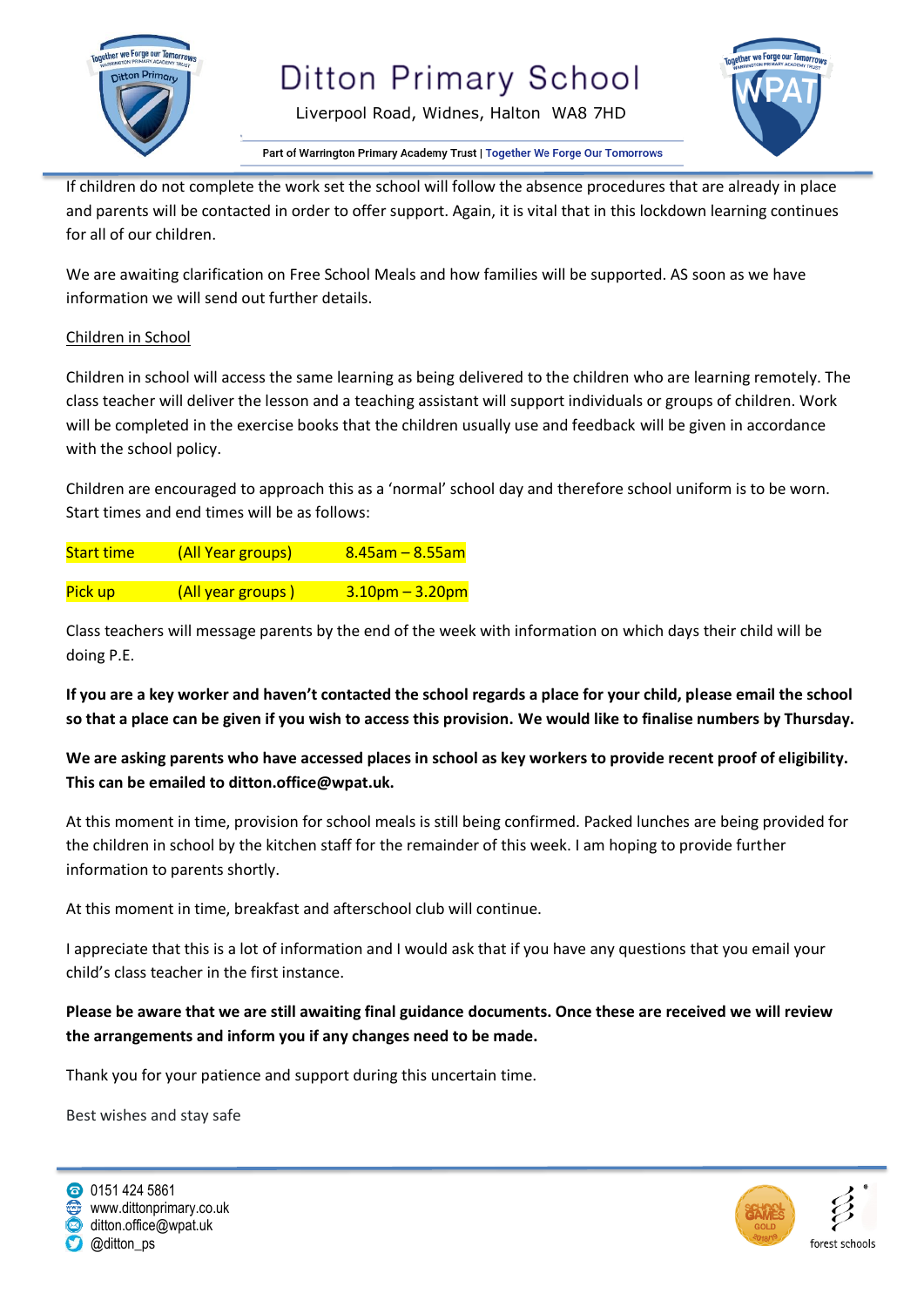If children do not complete the work set the school will follow the absence procedures that are already in place and parents will be contacted in order to offer support. Again, it is vital that in this lockdown learning continues for all of our children.

We are awaiting clarification on Free School Meals and how families will be supported. AS soon as we have information we will send out further details.

## Children in School

Children in school will access the same learning as being delivered to the children who are learning remotely. The class teacher will deliver the lesson and a teaching assistant will support individuals or groups of children. Work will be completed in the exercise books that the children usually use and feedback will be given in accordance with the school policy.

Children are encouraged to approach this as a 'normal' school day and therefore school uniform is to be worn. Start times and end times will be as follows:

| | | |
|---|---|---|
| Start time | (All Year groups) | 8.45am – 8.55am |
| Pick up | (All year groups ) | 3.10pm – 3.20pm |

Class teachers will message parents by the end of the week with information on which days their child will be doing P.E.

**If you are a key worker and haven't contacted the school regards a place for your child, please email the school so that a place can be given if you wish to access this provision. We would like to finalise numbers by Thursday.**

**We are asking parents who have accessed places in school as key workers to provide recent proof of eligibility. This can be emailed to ditton.office@wpat.uk.**

At this moment in time, provision for school meals is still being confirmed. Packed lunches are being provided for the children in school by the kitchen staff for the remainder of this week. I am hoping to provide further information to parents shortly.

At this moment in time, breakfast and afterschool club will continue.

I appreciate that this is a lot of information and I would ask that if you have any questions that you email your child's class teacher in the first instance.

**Please be aware that we are still awaiting final guidance documents. Once these are received we will review the arrangements and inform you if any changes need to be made.**

Thank you for your patience and support during this uncertain time.

Best wishes and stay safe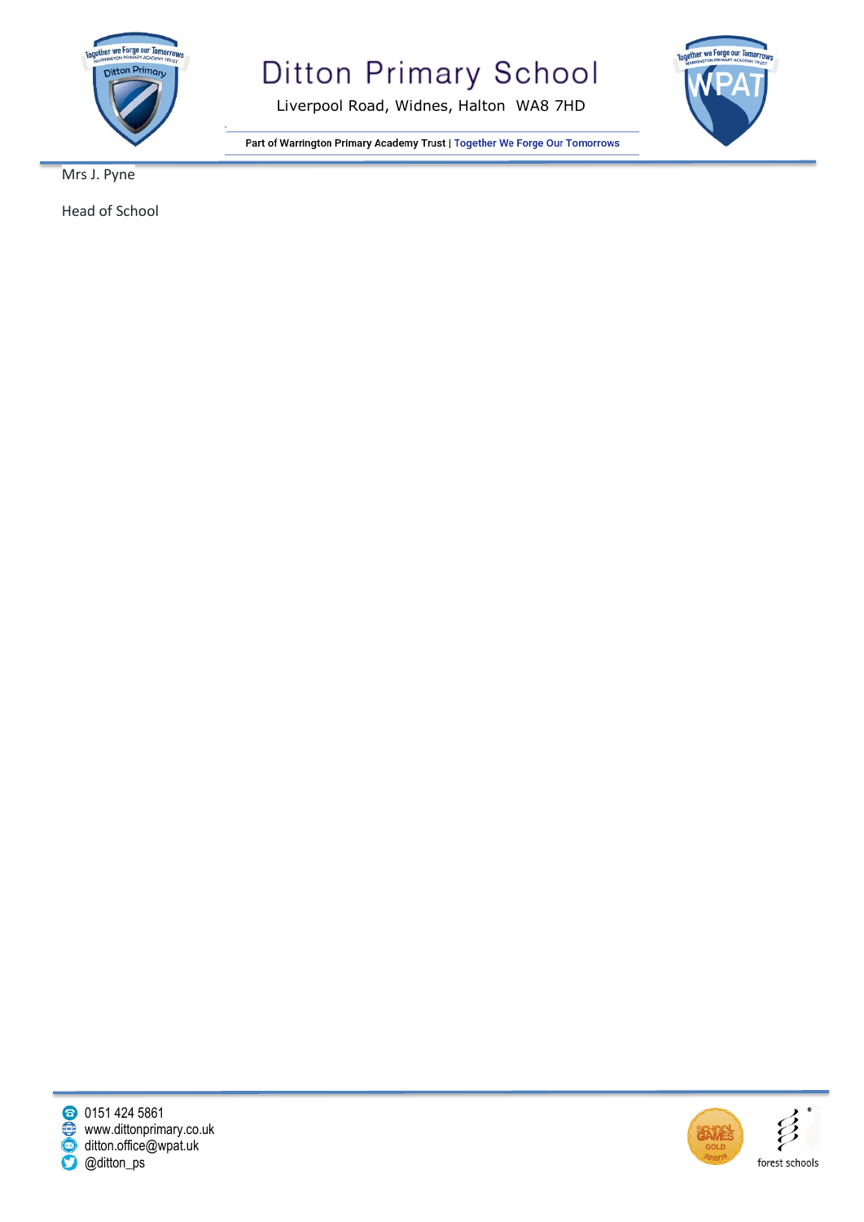# Ditton Primary School

Liverpool Road, Widnes, Halton WA8 7HD

**Part of Warrington Primary Academy Trust** | Together We Forge Our Tomorrows

Mrs J. Pyne

Head of School

0151 424 5861
www.dittonprimary.co.uk
ditton.office@wpat.uk
@ditton_ps